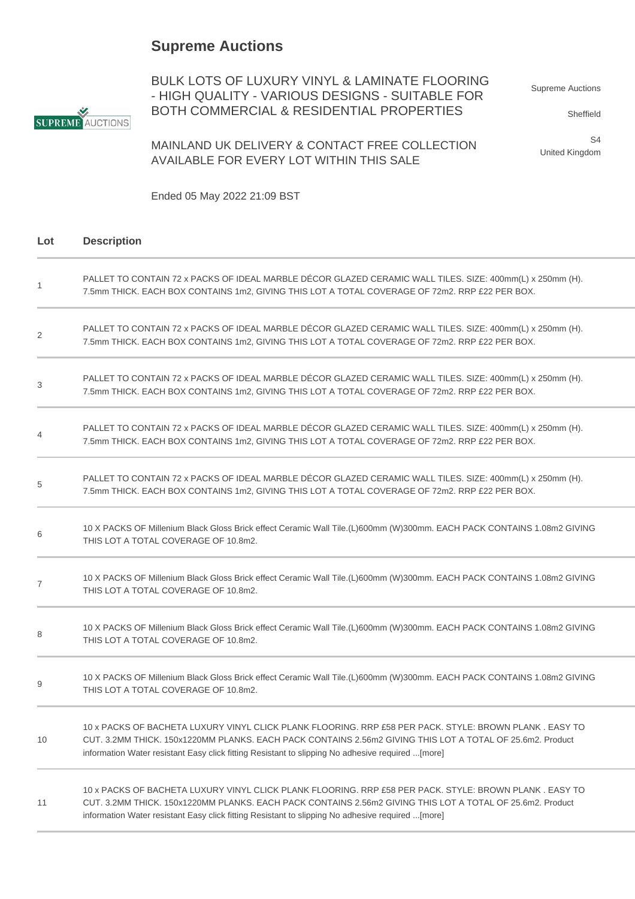# Supreme Auctions

BULK LOTS OF LUXURY VINYL & LAMINATE FLOORING - HIGH QUALITY - VARIOUS DESIGNS - SUITABLE FOR BOTH COMMERCIAL & RESIDENTIAL PROPERTIES

MAINLAND UK DELIVERY & CONTACT FREE COLLECTION AVAILABLE FOR EVERY LOT WITHIN THIS SALE

Ended 05 May 2022 21:09 BST

Supreme Auctions

Sheffield

S4
United Kingdom

| Lot | Description |
|---|---|
| 1 | PALLET TO CONTAIN 72 x PACKS OF IDEAL MARBLE DÉCOR GLAZED CERAMIC WALL TILES. SIZE: 400mm(L) x 250mm (H). 7.5mm THICK. EACH BOX CONTAINS 1m2, GIVING THIS LOT A TOTAL COVERAGE OF 72m2. RRP £22 PER BOX. |
| 2 | PALLET TO CONTAIN 72 x PACKS OF IDEAL MARBLE DÉCOR GLAZED CERAMIC WALL TILES. SIZE: 400mm(L) x 250mm (H). 7.5mm THICK. EACH BOX CONTAINS 1m2, GIVING THIS LOT A TOTAL COVERAGE OF 72m2. RRP £22 PER BOX. |
| 3 | PALLET TO CONTAIN 72 x PACKS OF IDEAL MARBLE DÉCOR GLAZED CERAMIC WALL TILES. SIZE: 400mm(L) x 250mm (H). 7.5mm THICK. EACH BOX CONTAINS 1m2, GIVING THIS LOT A TOTAL COVERAGE OF 72m2. RRP £22 PER BOX. |
| 4 | PALLET TO CONTAIN 72 x PACKS OF IDEAL MARBLE DÉCOR GLAZED CERAMIC WALL TILES. SIZE: 400mm(L) x 250mm (H). 7.5mm THICK. EACH BOX CONTAINS 1m2, GIVING THIS LOT A TOTAL COVERAGE OF 72m2. RRP £22 PER BOX. |
| 5 | PALLET TO CONTAIN 72 x PACKS OF IDEAL MARBLE DÉCOR GLAZED CERAMIC WALL TILES. SIZE: 400mm(L) x 250mm (H). 7.5mm THICK. EACH BOX CONTAINS 1m2, GIVING THIS LOT A TOTAL COVERAGE OF 72m2. RRP £22 PER BOX. |
| 6 | 10 X PACKS OF Millenium Black Gloss Brick effect Ceramic Wall Tile.(L)600mm (W)300mm. EACH PACK CONTAINS 1.08m2 GIVING THIS LOT A TOTAL COVERAGE OF 10.8m2. |
| 7 | 10 X PACKS OF Millenium Black Gloss Brick effect Ceramic Wall Tile.(L)600mm (W)300mm. EACH PACK CONTAINS 1.08m2 GIVING THIS LOT A TOTAL COVERAGE OF 10.8m2. |
| 8 | 10 X PACKS OF Millenium Black Gloss Brick effect Ceramic Wall Tile.(L)600mm (W)300mm. EACH PACK CONTAINS 1.08m2 GIVING THIS LOT A TOTAL COVERAGE OF 10.8m2. |
| 9 | 10 X PACKS OF Millenium Black Gloss Brick effect Ceramic Wall Tile.(L)600mm (W)300mm. EACH PACK CONTAINS 1.08m2 GIVING THIS LOT A TOTAL COVERAGE OF 10.8m2. |
| 10 | 10 x PACKS OF BACHETA LUXURY VINYL CLICK PLANK FLOORING. RRP £58 PER PACK. STYLE: BROWN PLANK . EASY TO CUT. 3.2MM THICK. 150x1220MM PLANKS. EACH PACK CONTAINS 2.56m2 GIVING THIS LOT A TOTAL OF 25.6m2. Product information Water resistant Easy click fitting Resistant to slipping No adhesive required ...[more] |
| 11 | 10 x PACKS OF BACHETA LUXURY VINYL CLICK PLANK FLOORING. RRP £58 PER PACK. STYLE: BROWN PLANK . EASY TO CUT. 3.2MM THICK. 150x1220MM PLANKS. EACH PACK CONTAINS 2.56m2 GIVING THIS LOT A TOTAL OF 25.6m2. Product information Water resistant Easy click fitting Resistant to slipping No adhesive required ...[more] |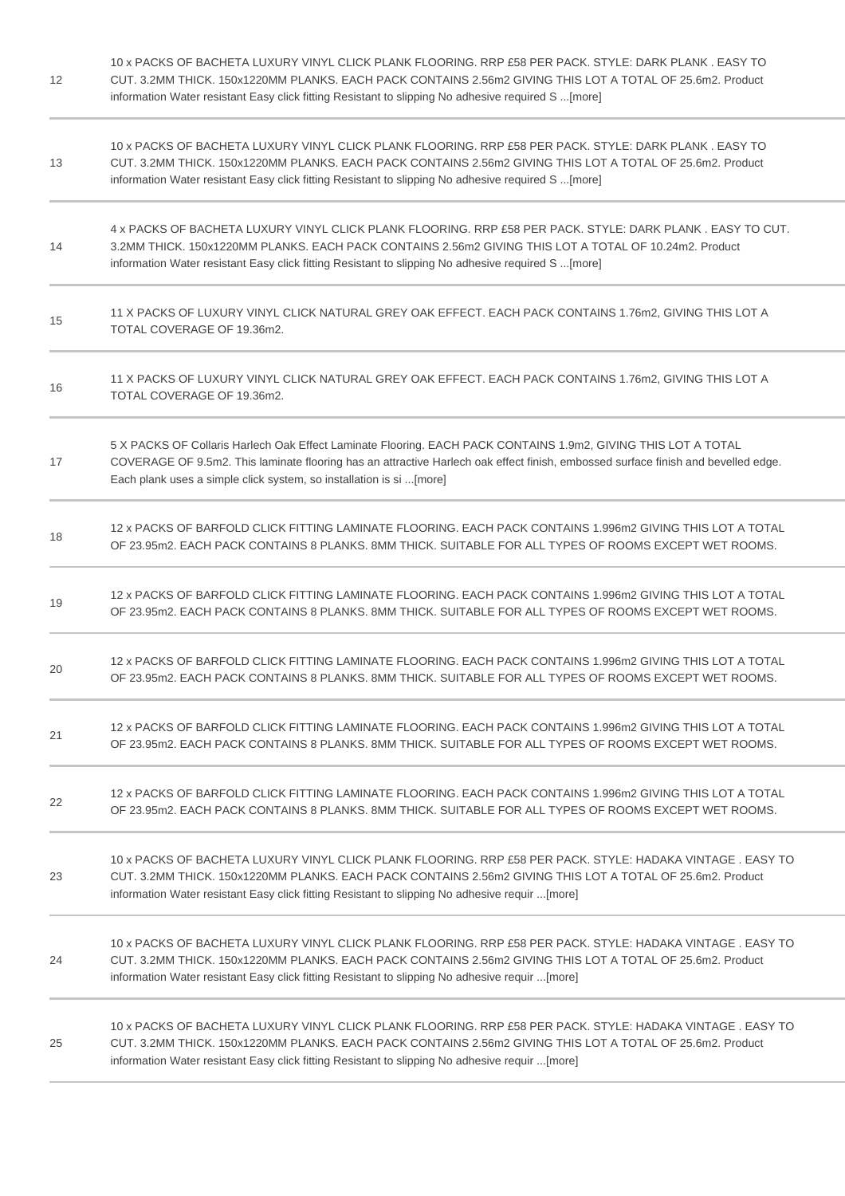| | |
|---|---|
| 12 | 10 x PACKS OF BACHETA LUXURY VINYL CLICK PLANK FLOORING. RRP £58 PER PACK. STYLE: DARK PLANK . EASY TO CUT. 3.2MM THICK. 150x1220MM PLANKS. EACH PACK CONTAINS 2.56m2 GIVING THIS LOT A TOTAL OF 25.6m2. Product information Water resistant Easy click fitting Resistant to slipping No adhesive required S ...[more] |
| 13 | 10 x PACKS OF BACHETA LUXURY VINYL CLICK PLANK FLOORING. RRP £58 PER PACK. STYLE: DARK PLANK . EASY TO CUT. 3.2MM THICK. 150x1220MM PLANKS. EACH PACK CONTAINS 2.56m2 GIVING THIS LOT A TOTAL OF 25.6m2. Product information Water resistant Easy click fitting Resistant to slipping No adhesive required S ...[more] |
| 14 | 4 x PACKS OF BACHETA LUXURY VINYL CLICK PLANK FLOORING. RRP £58 PER PACK. STYLE: DARK PLANK . EASY TO CUT. 3.2MM THICK. 150x1220MM PLANKS. EACH PACK CONTAINS 2.56m2 GIVING THIS LOT A TOTAL OF 10.24m2. Product information Water resistant Easy click fitting Resistant to slipping No adhesive required S ...[more] |
| 15 | 11 X PACKS OF LUXURY VINYL CLICK NATURAL GREY OAK EFFECT. EACH PACK CONTAINS 1.76m2, GIVING THIS LOT A TOTAL COVERAGE OF 19.36m2. |
| 16 | 11 X PACKS OF LUXURY VINYL CLICK NATURAL GREY OAK EFFECT. EACH PACK CONTAINS 1.76m2, GIVING THIS LOT A TOTAL COVERAGE OF 19.36m2. |
| 17 | 5 X PACKS OF Collaris Harlech Oak Effect Laminate Flooring. EACH PACK CONTAINS 1.9m2, GIVING THIS LOT A TOTAL COVERAGE OF 9.5m2. This laminate flooring has an attractive Harlech oak effect finish, embossed surface finish and bevelled edge. Each plank uses a simple click system, so installation is si ...[more] |
| 18 | 12 x PACKS OF BARFOLD CLICK FITTING LAMINATE FLOORING. EACH PACK CONTAINS 1.996m2 GIVING THIS LOT A TOTAL OF 23.95m2. EACH PACK CONTAINS 8 PLANKS. 8MM THICK. SUITABLE FOR ALL TYPES OF ROOMS EXCEPT WET ROOMS. |
| 19 | 12 x PACKS OF BARFOLD CLICK FITTING LAMINATE FLOORING. EACH PACK CONTAINS 1.996m2 GIVING THIS LOT A TOTAL OF 23.95m2. EACH PACK CONTAINS 8 PLANKS. 8MM THICK. SUITABLE FOR ALL TYPES OF ROOMS EXCEPT WET ROOMS. |
| 20 | 12 x PACKS OF BARFOLD CLICK FITTING LAMINATE FLOORING. EACH PACK CONTAINS 1.996m2 GIVING THIS LOT A TOTAL OF 23.95m2. EACH PACK CONTAINS 8 PLANKS. 8MM THICK. SUITABLE FOR ALL TYPES OF ROOMS EXCEPT WET ROOMS. |
| 21 | 12 x PACKS OF BARFOLD CLICK FITTING LAMINATE FLOORING. EACH PACK CONTAINS 1.996m2 GIVING THIS LOT A TOTAL OF 23.95m2. EACH PACK CONTAINS 8 PLANKS. 8MM THICK. SUITABLE FOR ALL TYPES OF ROOMS EXCEPT WET ROOMS. |
| 22 | 12 x PACKS OF BARFOLD CLICK FITTING LAMINATE FLOORING. EACH PACK CONTAINS 1.996m2 GIVING THIS LOT A TOTAL OF 23.95m2. EACH PACK CONTAINS 8 PLANKS. 8MM THICK. SUITABLE FOR ALL TYPES OF ROOMS EXCEPT WET ROOMS. |
| 23 | 10 x PACKS OF BACHETA LUXURY VINYL CLICK PLANK FLOORING. RRP £58 PER PACK. STYLE: HADAKA VINTAGE . EASY TO CUT. 3.2MM THICK. 150x1220MM PLANKS. EACH PACK CONTAINS 2.56m2 GIVING THIS LOT A TOTAL OF 25.6m2. Product information Water resistant Easy click fitting Resistant to slipping No adhesive requir ...[more] |
| 24 | 10 x PACKS OF BACHETA LUXURY VINYL CLICK PLANK FLOORING. RRP £58 PER PACK. STYLE: HADAKA VINTAGE . EASY TO CUT. 3.2MM THICK. 150x1220MM PLANKS. EACH PACK CONTAINS 2.56m2 GIVING THIS LOT A TOTAL OF 25.6m2. Product information Water resistant Easy click fitting Resistant to slipping No adhesive requir ...[more] |
| 25 | 10 x PACKS OF BACHETA LUXURY VINYL CLICK PLANK FLOORING. RRP £58 PER PACK. STYLE: HADAKA VINTAGE . EASY TO CUT. 3.2MM THICK. 150x1220MM PLANKS. EACH PACK CONTAINS 2.56m2 GIVING THIS LOT A TOTAL OF 25.6m2. Product information Water resistant Easy click fitting Resistant to slipping No adhesive requir ...[more] |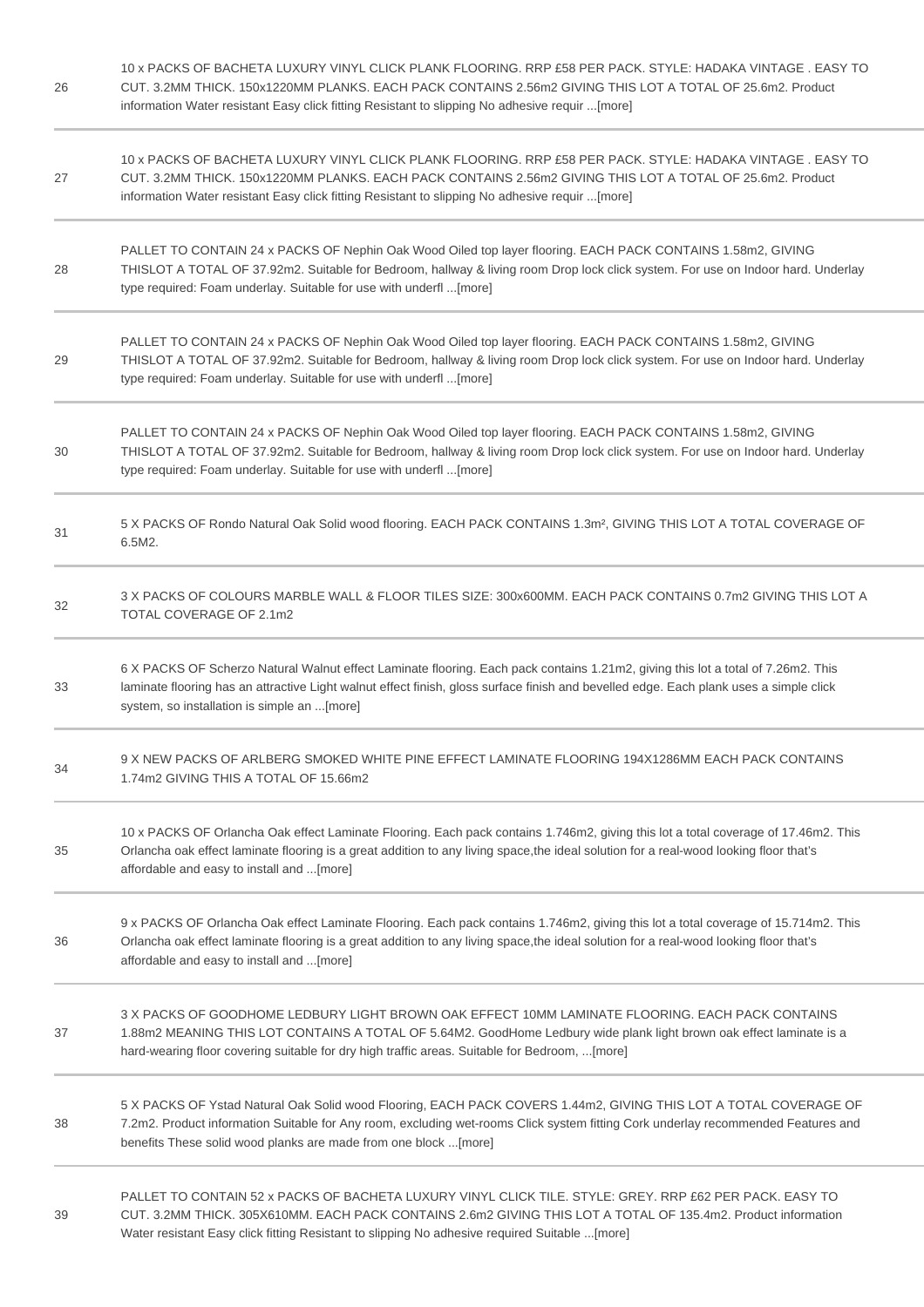| | |
|---|---|
| 26 | 10 x PACKS OF BACHETA LUXURY VINYL CLICK PLANK FLOORING. RRP £58 PER PACK. STYLE: HADAKA VINTAGE . EASY TO CUT. 3.2MM THICK. 150x1220MM PLANKS. EACH PACK CONTAINS 2.56m2 GIVING THIS LOT A TOTAL OF 25.6m2. Product information Water resistant Easy click fitting Resistant to slipping No adhesive requir ...[more] |
| 27 | 10 x PACKS OF BACHETA LUXURY VINYL CLICK PLANK FLOORING. RRP £58 PER PACK. STYLE: HADAKA VINTAGE . EASY TO CUT. 3.2MM THICK. 150x1220MM PLANKS. EACH PACK CONTAINS 2.56m2 GIVING THIS LOT A TOTAL OF 25.6m2. Product information Water resistant Easy click fitting Resistant to slipping No adhesive requir ...[more] |
| 28 | PALLET TO CONTAIN 24 x PACKS OF Nephin Oak Wood Oiled top layer flooring. EACH PACK CONTAINS 1.58m2, GIVING THISLOT A TOTAL OF 37.92m2. Suitable for Bedroom, hallway & living room Drop lock click system. For use on Indoor hard. Underlay type required: Foam underlay. Suitable for use with underfl ...[more] |
| 29 | PALLET TO CONTAIN 24 x PACKS OF Nephin Oak Wood Oiled top layer flooring. EACH PACK CONTAINS 1.58m2, GIVING THISLOT A TOTAL OF 37.92m2. Suitable for Bedroom, hallway & living room Drop lock click system. For use on Indoor hard. Underlay type required: Foam underlay. Suitable for use with underfl ...[more] |
| 30 | PALLET TO CONTAIN 24 x PACKS OF Nephin Oak Wood Oiled top layer flooring. EACH PACK CONTAINS 1.58m2, GIVING THISLOT A TOTAL OF 37.92m2. Suitable for Bedroom, hallway & living room Drop lock click system. For use on Indoor hard. Underlay type required: Foam underlay. Suitable for use with underfl ...[more] |
| 31 | 5 X PACKS OF Rondo Natural Oak Solid wood flooring. EACH PACK CONTAINS 1.3m², GIVING THIS LOT A TOTAL COVERAGE OF 6.5M2. |
| 32 | 3 X PACKS OF COLOURS MARBLE WALL & FLOOR TILES SIZE: 300x600MM. EACH PACK CONTAINS 0.7m2 GIVING THIS LOT A TOTAL COVERAGE OF 2.1m2 |
| 33 | 6 X PACKS OF Scherzo Natural Walnut effect Laminate flooring. Each pack contains 1.21m2, giving this lot a total of 7.26m2. This laminate flooring has an attractive Light walnut effect finish, gloss surface finish and bevelled edge. Each plank uses a simple click system, so installation is simple an ...[more] |
| 34 | 9 X NEW PACKS OF ARLBERG SMOKED WHITE PINE EFFECT LAMINATE FLOORING 194X1286MM EACH PACK CONTAINS 1.74m2 GIVING THIS A TOTAL OF 15.66m2 |
| 35 | 10 x PACKS OF Orlancha Oak effect Laminate Flooring. Each pack contains 1.746m2, giving this lot a total coverage of 17.46m2. This Orlancha oak effect laminate flooring is a great addition to any living space,the ideal solution for a real-wood looking floor that's affordable and easy to install and ...[more] |
| 36 | 9 x PACKS OF Orlancha Oak effect Laminate Flooring. Each pack contains 1.746m2, giving this lot a total coverage of 15.714m2. This Orlancha oak effect laminate flooring is a great addition to any living space,the ideal solution for a real-wood looking floor that's affordable and easy to install and ...[more] |
| 37 | 3 X PACKS OF GOODHOME LEDBURY LIGHT BROWN OAK EFFECT 10MM LAMINATE FLOORING. EACH PACK CONTAINS 1.88m2 MEANING THIS LOT CONTAINS A TOTAL OF 5.64M2. GoodHome Ledbury wide plank light brown oak effect laminate is a hard-wearing floor covering suitable for dry high traffic areas. Suitable for Bedroom, ...[more] |
| 38 | 5 X PACKS OF Ystad Natural Oak Solid wood Flooring, EACH PACK COVERS 1.44m2, GIVING THIS LOT A TOTAL COVERAGE OF 7.2m2. Product information Suitable for Any room, excluding wet-rooms Click system fitting Cork underlay recommended Features and benefits These solid wood planks are made from one block ...[more] |
| 39 | PALLET TO CONTAIN 52 x PACKS OF BACHETA LUXURY VINYL CLICK TILE. STYLE: GREY. RRP £62 PER PACK. EASY TO CUT. 3.2MM THICK. 305X610MM. EACH PACK CONTAINS 2.6m2 GIVING THIS LOT A TOTAL OF 135.4m2. Product information Water resistant Easy click fitting Resistant to slipping No adhesive required Suitable ...[more] |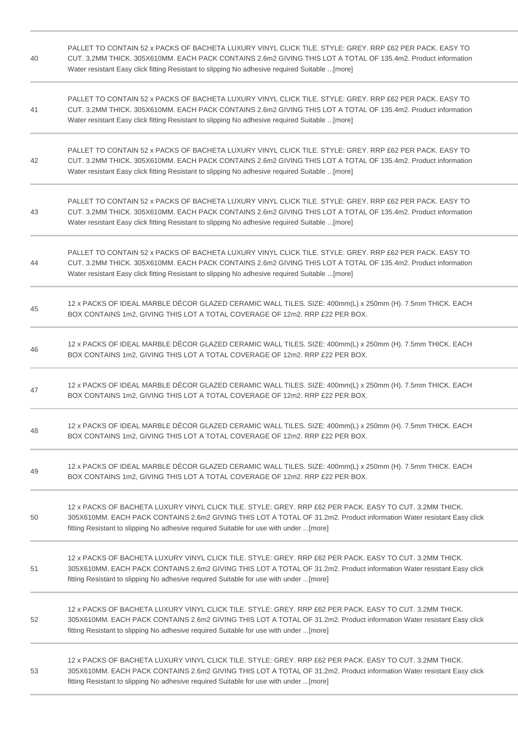| | |
|---|---|
| 40 | PALLET TO CONTAIN 52 x PACKS OF BACHETA LUXURY VINYL CLICK TILE. STYLE: GREY. RRP £62 PER PACK. EASY TO CUT. 3.2MM THICK. 305X610MM. EACH PACK CONTAINS 2.6m2 GIVING THIS LOT A TOTAL OF 135.4m2. Product information Water resistant Easy click fitting Resistant to slipping No adhesive required Suitable ...[more] |
| 41 | PALLET TO CONTAIN 52 x PACKS OF BACHETA LUXURY VINYL CLICK TILE. STYLE: GREY. RRP £62 PER PACK. EASY TO CUT. 3.2MM THICK. 305X610MM. EACH PACK CONTAINS 2.6m2 GIVING THIS LOT A TOTAL OF 135.4m2. Product information Water resistant Easy click fitting Resistant to slipping No adhesive required Suitable ...[more] |
| 42 | PALLET TO CONTAIN 52 x PACKS OF BACHETA LUXURY VINYL CLICK TILE. STYLE: GREY. RRP £62 PER PACK. EASY TO CUT. 3.2MM THICK. 305X610MM. EACH PACK CONTAINS 2.6m2 GIVING THIS LOT A TOTAL OF 135.4m2. Product information Water resistant Easy click fitting Resistant to slipping No adhesive required Suitable ...[more] |
| 43 | PALLET TO CONTAIN 52 x PACKS OF BACHETA LUXURY VINYL CLICK TILE. STYLE: GREY. RRP £62 PER PACK. EASY TO CUT. 3.2MM THICK. 305X610MM. EACH PACK CONTAINS 2.6m2 GIVING THIS LOT A TOTAL OF 135.4m2. Product information Water resistant Easy click fitting Resistant to slipping No adhesive required Suitable ...[more] |
| 44 | PALLET TO CONTAIN 52 x PACKS OF BACHETA LUXURY VINYL CLICK TILE. STYLE: GREY. RRP £62 PER PACK. EASY TO CUT. 3.2MM THICK. 305X610MM. EACH PACK CONTAINS 2.6m2 GIVING THIS LOT A TOTAL OF 135.4m2. Product information Water resistant Easy click fitting Resistant to slipping No adhesive required Suitable ...[more] |
| 45 | 12 x PACKS OF IDEAL MARBLE DÉCOR GLAZED CERAMIC WALL TILES. SIZE: 400mm(L) x 250mm (H). 7.5mm THICK. EACH BOX CONTAINS 1m2, GIVING THIS LOT A TOTAL COVERAGE OF 12m2. RRP £22 PER BOX. |
| 46 | 12 x PACKS OF IDEAL MARBLE DÉCOR GLAZED CERAMIC WALL TILES. SIZE: 400mm(L) x 250mm (H). 7.5mm THICK. EACH BOX CONTAINS 1m2, GIVING THIS LOT A TOTAL COVERAGE OF 12m2. RRP £22 PER BOX. |
| 47 | 12 x PACKS OF IDEAL MARBLE DÉCOR GLAZED CERAMIC WALL TILES. SIZE: 400mm(L) x 250mm (H). 7.5mm THICK. EACH BOX CONTAINS 1m2, GIVING THIS LOT A TOTAL COVERAGE OF 12m2. RRP £22 PER BOX. |
| 48 | 12 x PACKS OF IDEAL MARBLE DÉCOR GLAZED CERAMIC WALL TILES. SIZE: 400mm(L) x 250mm (H). 7.5mm THICK. EACH BOX CONTAINS 1m2, GIVING THIS LOT A TOTAL COVERAGE OF 12m2. RRP £22 PER BOX. |
| 49 | 12 x PACKS OF IDEAL MARBLE DÉCOR GLAZED CERAMIC WALL TILES. SIZE: 400mm(L) x 250mm (H). 7.5mm THICK. EACH BOX CONTAINS 1m2, GIVING THIS LOT A TOTAL COVERAGE OF 12m2. RRP £22 PER BOX. |
| 50 | 12 x PACKS OF BACHETA LUXURY VINYL CLICK TILE. STYLE: GREY. RRP £62 PER PACK. EASY TO CUT. 3.2MM THICK. 305X610MM. EACH PACK CONTAINS 2.6m2 GIVING THIS LOT A TOTAL OF 31.2m2. Product information Water resistant Easy click fitting Resistant to slipping No adhesive required Suitable for use with under ...[more] |
| 51 | 12 x PACKS OF BACHETA LUXURY VINYL CLICK TILE. STYLE: GREY. RRP £62 PER PACK. EASY TO CUT. 3.2MM THICK. 305X610MM. EACH PACK CONTAINS 2.6m2 GIVING THIS LOT A TOTAL OF 31.2m2. Product information Water resistant Easy click fitting Resistant to slipping No adhesive required Suitable for use with under ...[more] |
| 52 | 12 x PACKS OF BACHETA LUXURY VINYL CLICK TILE. STYLE: GREY. RRP £62 PER PACK. EASY TO CUT. 3.2MM THICK. 305X610MM. EACH PACK CONTAINS 2.6m2 GIVING THIS LOT A TOTAL OF 31.2m2. Product information Water resistant Easy click fitting Resistant to slipping No adhesive required Suitable for use with under ...[more] |
| 53 | 12 x PACKS OF BACHETA LUXURY VINYL CLICK TILE. STYLE: GREY. RRP £62 PER PACK. EASY TO CUT. 3.2MM THICK. 305X610MM. EACH PACK CONTAINS 2.6m2 GIVING THIS LOT A TOTAL OF 31.2m2. Product information Water resistant Easy click fitting Resistant to slipping No adhesive required Suitable for use with under ...[more] |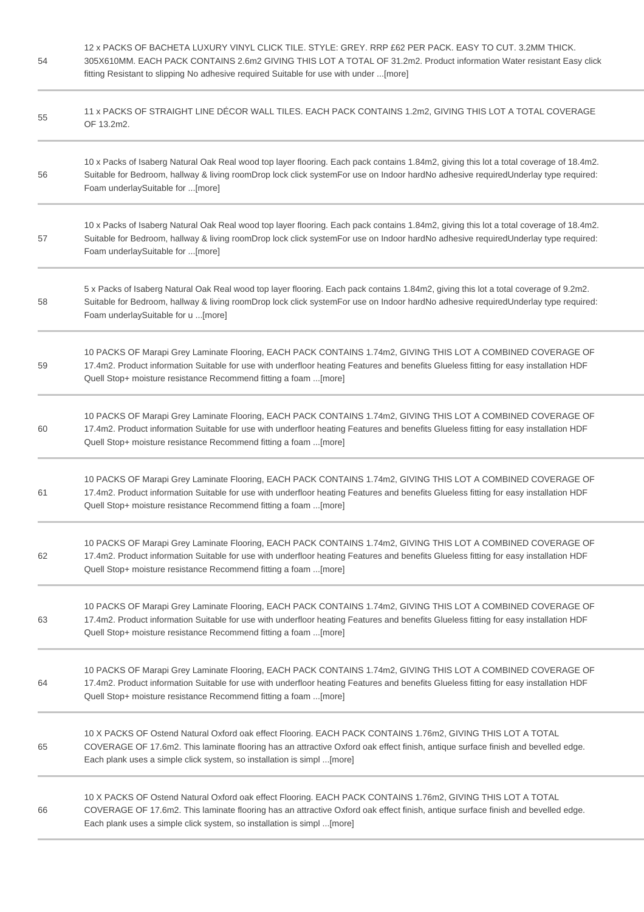| | |
|---|---|
| 54 | 12 x PACKS OF BACHETA LUXURY VINYL CLICK TILE. STYLE: GREY. RRP £62 PER PACK. EASY TO CUT. 3.2MM THICK. 305X610MM. EACH PACK CONTAINS 2.6m2 GIVING THIS LOT A TOTAL OF 31.2m2. Product information Water resistant Easy click fitting Resistant to slipping No adhesive required Suitable for use with under ...[more] |
| 55 | 11 x PACKS OF STRAIGHT LINE DÉCOR WALL TILES. EACH PACK CONTAINS 1.2m2, GIVING THIS LOT A TOTAL COVERAGE OF 13.2m2. |
| 56 | 10 x Packs of Isaberg Natural Oak Real wood top layer flooring. Each pack contains 1.84m2, giving this lot a total coverage of 18.4m2. Suitable for Bedroom, hallway & living roomDrop lock click systemFor use on Indoor hardNo adhesive requiredUnderlay type required: Foam underlaySuitable for ...[more] |
| 57 | 10 x Packs of Isaberg Natural Oak Real wood top layer flooring. Each pack contains 1.84m2, giving this lot a total coverage of 18.4m2. Suitable for Bedroom, hallway & living roomDrop lock click systemFor use on Indoor hardNo adhesive requiredUnderlay type required: Foam underlaySuitable for ...[more] |
| 58 | 5 x Packs of Isaberg Natural Oak Real wood top layer flooring. Each pack contains 1.84m2, giving this lot a total coverage of 9.2m2. Suitable for Bedroom, hallway & living roomDrop lock click systemFor use on Indoor hardNo adhesive requiredUnderlay type required: Foam underlaySuitable for u ...[more] |
| 59 | 10 PACKS OF Marapi Grey Laminate Flooring, EACH PACK CONTAINS 1.74m2, GIVING THIS LOT A COMBINED COVERAGE OF 17.4m2. Product information Suitable for use with underfloor heating Features and benefits Glueless fitting for easy installation HDF Quell Stop+ moisture resistance Recommend fitting a foam ...[more] |
| 60 | 10 PACKS OF Marapi Grey Laminate Flooring, EACH PACK CONTAINS 1.74m2, GIVING THIS LOT A COMBINED COVERAGE OF 17.4m2. Product information Suitable for use with underfloor heating Features and benefits Glueless fitting for easy installation HDF Quell Stop+ moisture resistance Recommend fitting a foam ...[more] |
| 61 | 10 PACKS OF Marapi Grey Laminate Flooring, EACH PACK CONTAINS 1.74m2, GIVING THIS LOT A COMBINED COVERAGE OF 17.4m2. Product information Suitable for use with underfloor heating Features and benefits Glueless fitting for easy installation HDF Quell Stop+ moisture resistance Recommend fitting a foam ...[more] |
| 62 | 10 PACKS OF Marapi Grey Laminate Flooring, EACH PACK CONTAINS 1.74m2, GIVING THIS LOT A COMBINED COVERAGE OF 17.4m2. Product information Suitable for use with underfloor heating Features and benefits Glueless fitting for easy installation HDF Quell Stop+ moisture resistance Recommend fitting a foam ...[more] |
| 63 | 10 PACKS OF Marapi Grey Laminate Flooring, EACH PACK CONTAINS 1.74m2, GIVING THIS LOT A COMBINED COVERAGE OF 17.4m2. Product information Suitable for use with underfloor heating Features and benefits Glueless fitting for easy installation HDF Quell Stop+ moisture resistance Recommend fitting a foam ...[more] |
| 64 | 10 PACKS OF Marapi Grey Laminate Flooring, EACH PACK CONTAINS 1.74m2, GIVING THIS LOT A COMBINED COVERAGE OF 17.4m2. Product information Suitable for use with underfloor heating Features and benefits Glueless fitting for easy installation HDF Quell Stop+ moisture resistance Recommend fitting a foam ...[more] |
| 65 | 10 X PACKS OF Ostend Natural Oxford oak effect Flooring. EACH PACK CONTAINS 1.76m2, GIVING THIS LOT A TOTAL COVERAGE OF 17.6m2. This laminate flooring has an attractive Oxford oak effect finish, antique surface finish and bevelled edge. Each plank uses a simple click system, so installation is simpl ...[more] |
| 66 | 10 X PACKS OF Ostend Natural Oxford oak effect Flooring. EACH PACK CONTAINS 1.76m2, GIVING THIS LOT A TOTAL COVERAGE OF 17.6m2. This laminate flooring has an attractive Oxford oak effect finish, antique surface finish and bevelled edge. Each plank uses a simple click system, so installation is simpl ...[more] |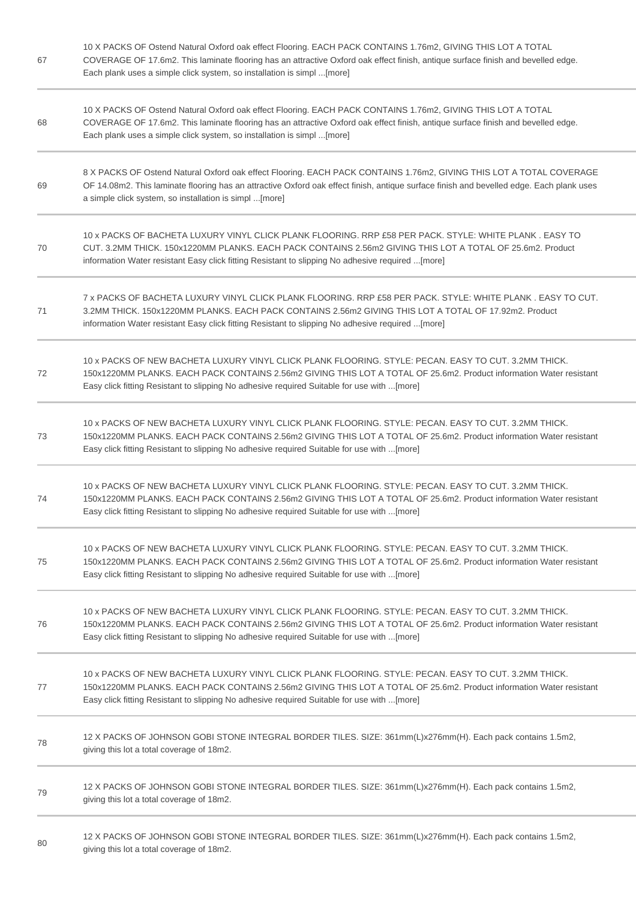| | |
|---|---|
| 67 | 10 X PACKS OF Ostend Natural Oxford oak effect Flooring. EACH PACK CONTAINS 1.76m2, GIVING THIS LOT A TOTAL COVERAGE OF 17.6m2. This laminate flooring has an attractive Oxford oak effect finish, antique surface finish and bevelled edge. Each plank uses a simple click system, so installation is simpl ...[more] |
| 68 | 10 X PACKS OF Ostend Natural Oxford oak effect Flooring. EACH PACK CONTAINS 1.76m2, GIVING THIS LOT A TOTAL COVERAGE OF 17.6m2. This laminate flooring has an attractive Oxford oak effect finish, antique surface finish and bevelled edge. Each plank uses a simple click system, so installation is simpl ...[more] |
| 69 | 8 X PACKS OF Ostend Natural Oxford oak effect Flooring. EACH PACK CONTAINS 1.76m2, GIVING THIS LOT A TOTAL COVERAGE OF 14.08m2. This laminate flooring has an attractive Oxford oak effect finish, antique surface finish and bevelled edge. Each plank uses a simple click system, so installation is simpl ...[more] |
| 70 | 10 x PACKS OF BACHETA LUXURY VINYL CLICK PLANK FLOORING. RRP £58 PER PACK. STYLE: WHITE PLANK . EASY TO CUT. 3.2MM THICK. 150x1220MM PLANKS. EACH PACK CONTAINS 2.56m2 GIVING THIS LOT A TOTAL OF 25.6m2. Product information Water resistant Easy click fitting Resistant to slipping No adhesive required ...[more] |
| 71 | 7 x PACKS OF BACHETA LUXURY VINYL CLICK PLANK FLOORING. RRP £58 PER PACK. STYLE: WHITE PLANK . EASY TO CUT. 3.2MM THICK. 150x1220MM PLANKS. EACH PACK CONTAINS 2.56m2 GIVING THIS LOT A TOTAL OF 17.92m2. Product information Water resistant Easy click fitting Resistant to slipping No adhesive required ...[more] |
| 72 | 10 x PACKS OF NEW BACHETA LUXURY VINYL CLICK PLANK FLOORING. STYLE: PECAN. EASY TO CUT. 3.2MM THICK. 150x1220MM PLANKS. EACH PACK CONTAINS 2.56m2 GIVING THIS LOT A TOTAL OF 25.6m2. Product information Water resistant Easy click fitting Resistant to slipping No adhesive required Suitable for use with ...[more] |
| 73 | 10 x PACKS OF NEW BACHETA LUXURY VINYL CLICK PLANK FLOORING. STYLE: PECAN. EASY TO CUT. 3.2MM THICK. 150x1220MM PLANKS. EACH PACK CONTAINS 2.56m2 GIVING THIS LOT A TOTAL OF 25.6m2. Product information Water resistant Easy click fitting Resistant to slipping No adhesive required Suitable for use with ...[more] |
| 74 | 10 x PACKS OF NEW BACHETA LUXURY VINYL CLICK PLANK FLOORING. STYLE: PECAN. EASY TO CUT. 3.2MM THICK. 150x1220MM PLANKS. EACH PACK CONTAINS 2.56m2 GIVING THIS LOT A TOTAL OF 25.6m2. Product information Water resistant Easy click fitting Resistant to slipping No adhesive required Suitable for use with ...[more] |
| 75 | 10 x PACKS OF NEW BACHETA LUXURY VINYL CLICK PLANK FLOORING. STYLE: PECAN. EASY TO CUT. 3.2MM THICK. 150x1220MM PLANKS. EACH PACK CONTAINS 2.56m2 GIVING THIS LOT A TOTAL OF 25.6m2. Product information Water resistant Easy click fitting Resistant to slipping No adhesive required Suitable for use with ...[more] |
| 76 | 10 x PACKS OF NEW BACHETA LUXURY VINYL CLICK PLANK FLOORING. STYLE: PECAN. EASY TO CUT. 3.2MM THICK. 150x1220MM PLANKS. EACH PACK CONTAINS 2.56m2 GIVING THIS LOT A TOTAL OF 25.6m2. Product information Water resistant Easy click fitting Resistant to slipping No adhesive required Suitable for use with ...[more] |
| 77 | 10 x PACKS OF NEW BACHETA LUXURY VINYL CLICK PLANK FLOORING. STYLE: PECAN. EASY TO CUT. 3.2MM THICK. 150x1220MM PLANKS. EACH PACK CONTAINS 2.56m2 GIVING THIS LOT A TOTAL OF 25.6m2. Product information Water resistant Easy click fitting Resistant to slipping No adhesive required Suitable for use with ...[more] |
| 78 | 12 X PACKS OF JOHNSON GOBI STONE INTEGRAL BORDER TILES. SIZE: 361mm(L)x276mm(H). Each pack contains 1.5m2, giving this lot a total coverage of 18m2. |
| 79 | 12 X PACKS OF JOHNSON GOBI STONE INTEGRAL BORDER TILES. SIZE: 361mm(L)x276mm(H). Each pack contains 1.5m2, giving this lot a total coverage of 18m2. |
| 80 | 12 X PACKS OF JOHNSON GOBI STONE INTEGRAL BORDER TILES. SIZE: 361mm(L)x276mm(H). Each pack contains 1.5m2, giving this lot a total coverage of 18m2. |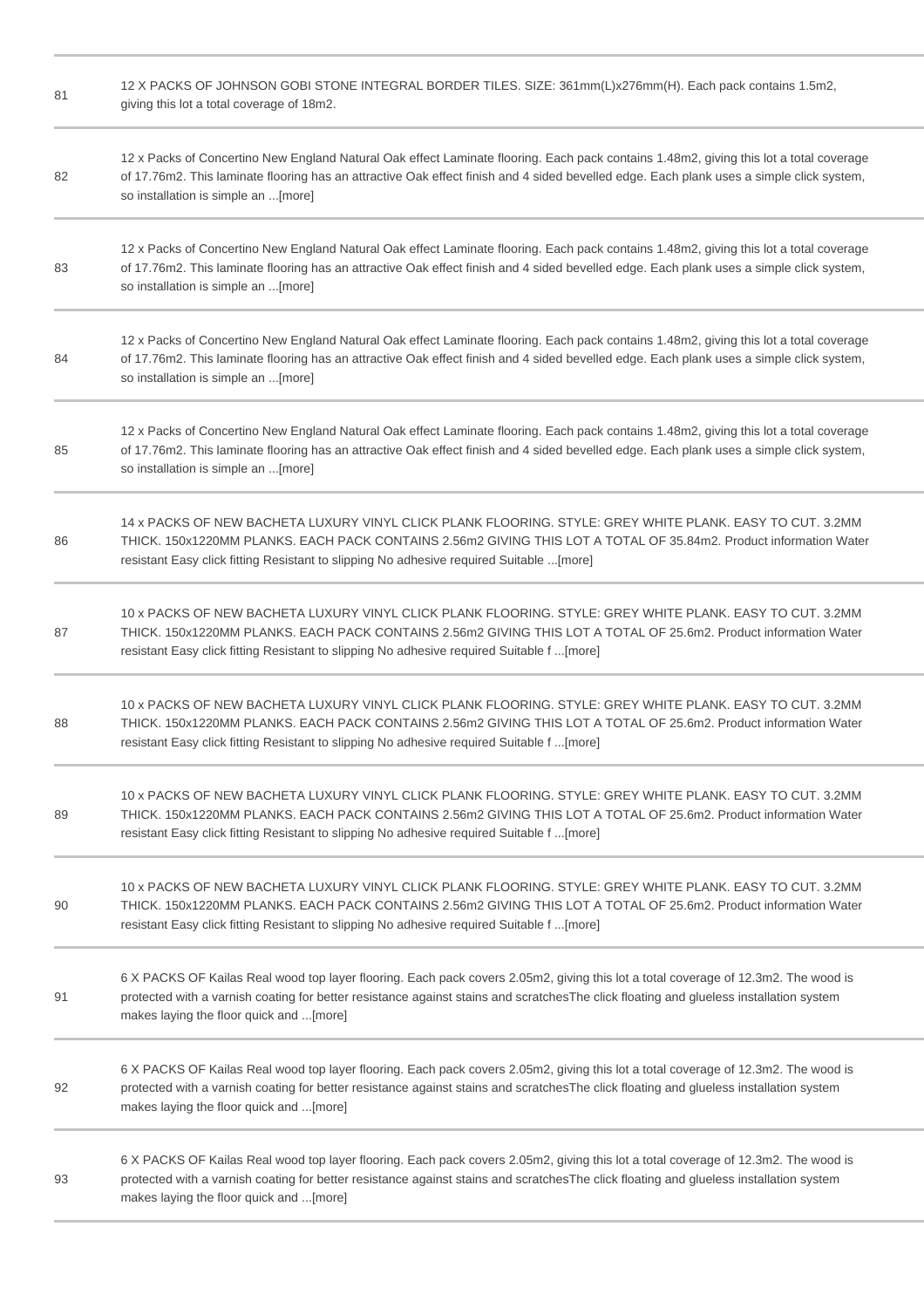| | |
|---|---|
| 81 | 12 X PACKS OF JOHNSON GOBI STONE INTEGRAL BORDER TILES. SIZE: 361mm(L)x276mm(H). Each pack contains 1.5m2, giving this lot a total coverage of 18m2. |
| 82 | 12 x Packs of Concertino New England Natural Oak effect Laminate flooring. Each pack contains 1.48m2, giving this lot a total coverage of 17.76m2. This laminate flooring has an attractive Oak effect finish and 4 sided bevelled edge. Each plank uses a simple click system, so installation is simple an ...[more] |
| 83 | 12 x Packs of Concertino New England Natural Oak effect Laminate flooring. Each pack contains 1.48m2, giving this lot a total coverage of 17.76m2. This laminate flooring has an attractive Oak effect finish and 4 sided bevelled edge. Each plank uses a simple click system, so installation is simple an ...[more] |
| 84 | 12 x Packs of Concertino New England Natural Oak effect Laminate flooring. Each pack contains 1.48m2, giving this lot a total coverage of 17.76m2. This laminate flooring has an attractive Oak effect finish and 4 sided bevelled edge. Each plank uses a simple click system, so installation is simple an ...[more] |
| 85 | 12 x Packs of Concertino New England Natural Oak effect Laminate flooring. Each pack contains 1.48m2, giving this lot a total coverage of 17.76m2. This laminate flooring has an attractive Oak effect finish and 4 sided bevelled edge. Each plank uses a simple click system, so installation is simple an ...[more] |
| 86 | 14 x PACKS OF NEW BACHETA LUXURY VINYL CLICK PLANK FLOORING. STYLE: GREY WHITE PLANK. EASY TO CUT. 3.2MM THICK. 150x1220MM PLANKS. EACH PACK CONTAINS 2.56m2 GIVING THIS LOT A TOTAL OF 35.84m2. Product information Water resistant Easy click fitting Resistant to slipping No adhesive required Suitable ...[more] |
| 87 | 10 x PACKS OF NEW BACHETA LUXURY VINYL CLICK PLANK FLOORING. STYLE: GREY WHITE PLANK. EASY TO CUT. 3.2MM THICK. 150x1220MM PLANKS. EACH PACK CONTAINS 2.56m2 GIVING THIS LOT A TOTAL OF 25.6m2. Product information Water resistant Easy click fitting Resistant to slipping No adhesive required Suitable f ...[more] |
| 88 | 10 x PACKS OF NEW BACHETA LUXURY VINYL CLICK PLANK FLOORING. STYLE: GREY WHITE PLANK. EASY TO CUT. 3.2MM THICK. 150x1220MM PLANKS. EACH PACK CONTAINS 2.56m2 GIVING THIS LOT A TOTAL OF 25.6m2. Product information Water resistant Easy click fitting Resistant to slipping No adhesive required Suitable f ...[more] |
| 89 | 10 x PACKS OF NEW BACHETA LUXURY VINYL CLICK PLANK FLOORING. STYLE: GREY WHITE PLANK. EASY TO CUT. 3.2MM THICK. 150x1220MM PLANKS. EACH PACK CONTAINS 2.56m2 GIVING THIS LOT A TOTAL OF 25.6m2. Product information Water resistant Easy click fitting Resistant to slipping No adhesive required Suitable f ...[more] |
| 90 | 10 x PACKS OF NEW BACHETA LUXURY VINYL CLICK PLANK FLOORING. STYLE: GREY WHITE PLANK. EASY TO CUT. 3.2MM THICK. 150x1220MM PLANKS. EACH PACK CONTAINS 2.56m2 GIVING THIS LOT A TOTAL OF 25.6m2. Product information Water resistant Easy click fitting Resistant to slipping No adhesive required Suitable f ...[more] |
| 91 | 6 X PACKS OF Kailas Real wood top layer flooring. Each pack covers 2.05m2, giving this lot a total coverage of 12.3m2. The wood is protected with a varnish coating for better resistance against stains and scratchesThe click floating and glueless installation system makes laying the floor quick and ...[more] |
| 92 | 6 X PACKS OF Kailas Real wood top layer flooring. Each pack covers 2.05m2, giving this lot a total coverage of 12.3m2. The wood is protected with a varnish coating for better resistance against stains and scratchesThe click floating and glueless installation system makes laying the floor quick and ...[more] |
| 93 | 6 X PACKS OF Kailas Real wood top layer flooring. Each pack covers 2.05m2, giving this lot a total coverage of 12.3m2. The wood is protected with a varnish coating for better resistance against stains and scratchesThe click floating and glueless installation system makes laying the floor quick and ...[more] |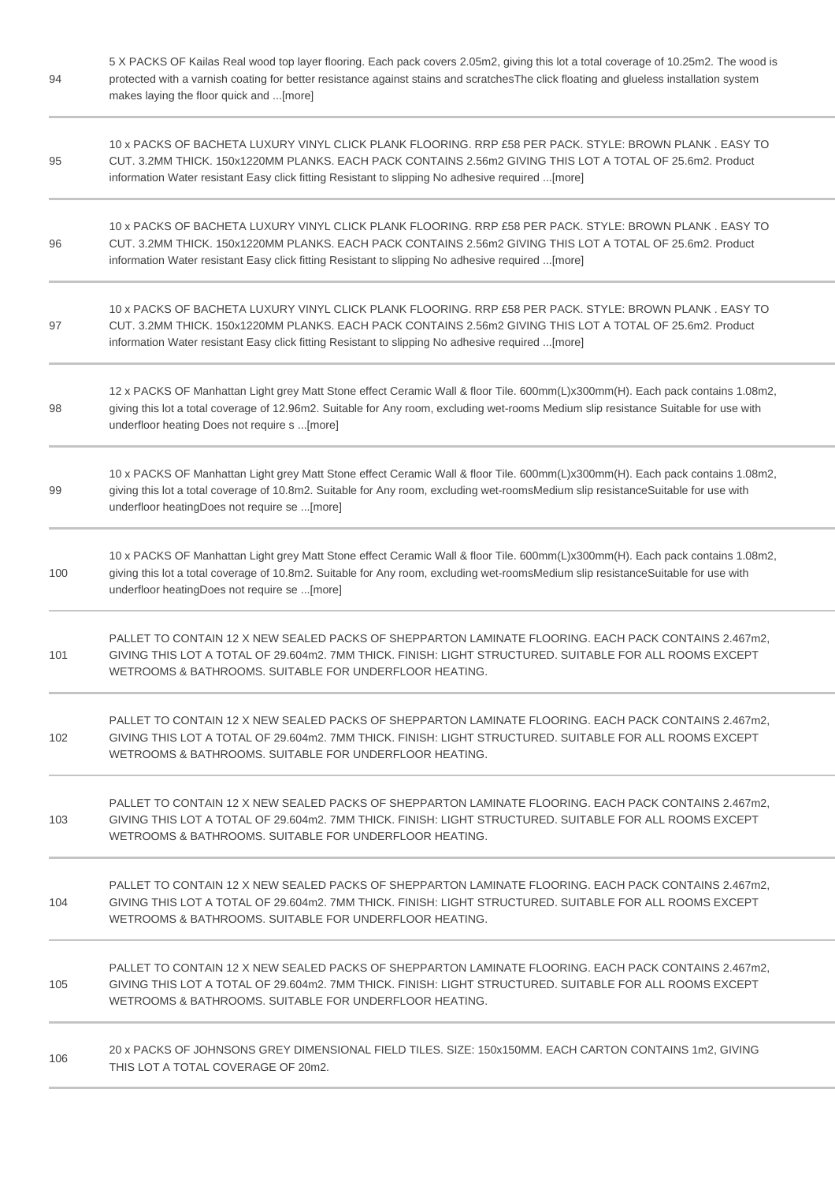| | |
|---|---|
| 94 | 5 X PACKS OF Kailas Real wood top layer flooring. Each pack covers 2.05m2, giving this lot a total coverage of 10.25m2. The wood is protected with a varnish coating for better resistance against stains and scratchesThe click floating and glueless installation system makes laying the floor quick and ...[more] |
| 95 | 10 x PACKS OF BACHETA LUXURY VINYL CLICK PLANK FLOORING. RRP £58 PER PACK. STYLE: BROWN PLANK . EASY TO CUT. 3.2MM THICK. 150x1220MM PLANKS. EACH PACK CONTAINS 2.56m2 GIVING THIS LOT A TOTAL OF 25.6m2. Product information Water resistant Easy click fitting Resistant to slipping No adhesive required ...[more] |
| 96 | 10 x PACKS OF BACHETA LUXURY VINYL CLICK PLANK FLOORING. RRP £58 PER PACK. STYLE: BROWN PLANK . EASY TO CUT. 3.2MM THICK. 150x1220MM PLANKS. EACH PACK CONTAINS 2.56m2 GIVING THIS LOT A TOTAL OF 25.6m2. Product information Water resistant Easy click fitting Resistant to slipping No adhesive required ...[more] |
| 97 | 10 x PACKS OF BACHETA LUXURY VINYL CLICK PLANK FLOORING. RRP £58 PER PACK. STYLE: BROWN PLANK . EASY TO CUT. 3.2MM THICK. 150x1220MM PLANKS. EACH PACK CONTAINS 2.56m2 GIVING THIS LOT A TOTAL OF 25.6m2. Product information Water resistant Easy click fitting Resistant to slipping No adhesive required ...[more] |
| 98 | 12 x PACKS OF Manhattan Light grey Matt Stone effect Ceramic Wall & floor Tile. 600mm(L)x300mm(H). Each pack contains 1.08m2, giving this lot a total coverage of 12.96m2. Suitable for Any room, excluding wet-rooms Medium slip resistance Suitable for use with underfloor heating Does not require s ...[more] |
| 99 | 10 x PACKS OF Manhattan Light grey Matt Stone effect Ceramic Wall & floor Tile. 600mm(L)x300mm(H). Each pack contains 1.08m2, giving this lot a total coverage of 10.8m2. Suitable for Any room, excluding wet-roomsMedium slip resistanceSuitable for use with underfloor heatingDoes not require se ...[more] |
| 100 | 10 x PACKS OF Manhattan Light grey Matt Stone effect Ceramic Wall & floor Tile. 600mm(L)x300mm(H). Each pack contains 1.08m2, giving this lot a total coverage of 10.8m2. Suitable for Any room, excluding wet-roomsMedium slip resistanceSuitable for use with underfloor heatingDoes not require se ...[more] |
| 101 | PALLET TO CONTAIN 12 X NEW SEALED PACKS OF SHEPPARTON LAMINATE FLOORING. EACH PACK CONTAINS 2.467m2, GIVING THIS LOT A TOTAL OF 29.604m2. 7MM THICK. FINISH: LIGHT STRUCTURED. SUITABLE FOR ALL ROOMS EXCEPT WETROOMS & BATHROOMS. SUITABLE FOR UNDERFLOOR HEATING. |
| 102 | PALLET TO CONTAIN 12 X NEW SEALED PACKS OF SHEPPARTON LAMINATE FLOORING. EACH PACK CONTAINS 2.467m2, GIVING THIS LOT A TOTAL OF 29.604m2. 7MM THICK. FINISH: LIGHT STRUCTURED. SUITABLE FOR ALL ROOMS EXCEPT WETROOMS & BATHROOMS. SUITABLE FOR UNDERFLOOR HEATING. |
| 103 | PALLET TO CONTAIN 12 X NEW SEALED PACKS OF SHEPPARTON LAMINATE FLOORING. EACH PACK CONTAINS 2.467m2, GIVING THIS LOT A TOTAL OF 29.604m2. 7MM THICK. FINISH: LIGHT STRUCTURED. SUITABLE FOR ALL ROOMS EXCEPT WETROOMS & BATHROOMS. SUITABLE FOR UNDERFLOOR HEATING. |
| 104 | PALLET TO CONTAIN 12 X NEW SEALED PACKS OF SHEPPARTON LAMINATE FLOORING. EACH PACK CONTAINS 2.467m2, GIVING THIS LOT A TOTAL OF 29.604m2. 7MM THICK. FINISH: LIGHT STRUCTURED. SUITABLE FOR ALL ROOMS EXCEPT WETROOMS & BATHROOMS. SUITABLE FOR UNDERFLOOR HEATING. |
| 105 | PALLET TO CONTAIN 12 X NEW SEALED PACKS OF SHEPPARTON LAMINATE FLOORING. EACH PACK CONTAINS 2.467m2, GIVING THIS LOT A TOTAL OF 29.604m2. 7MM THICK. FINISH: LIGHT STRUCTURED. SUITABLE FOR ALL ROOMS EXCEPT WETROOMS & BATHROOMS. SUITABLE FOR UNDERFLOOR HEATING. |
| 106 | 20 x PACKS OF JOHNSONS GREY DIMENSIONAL FIELD TILES. SIZE: 150x150MM. EACH CARTON CONTAINS 1m2, GIVING THIS LOT A TOTAL COVERAGE OF 20m2. |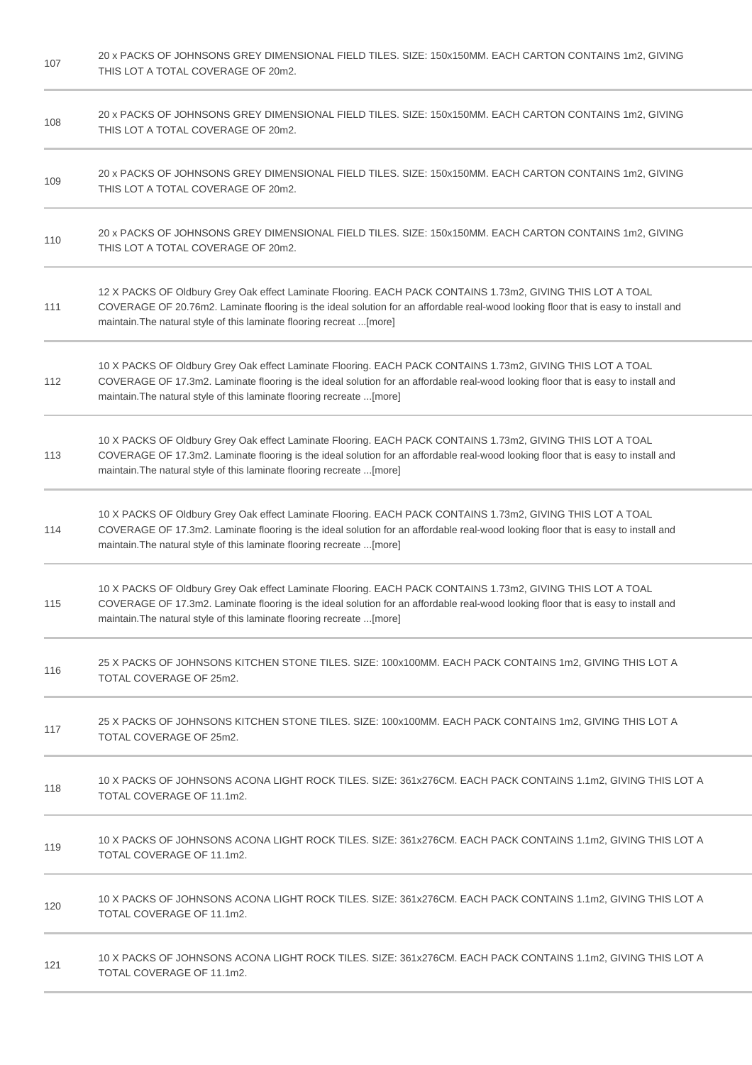| | |
|---|---|
| 107 | 20 x PACKS OF JOHNSONS GREY DIMENSIONAL FIELD TILES. SIZE: 150x150MM. EACH CARTON CONTAINS 1m2, GIVING THIS LOT A TOTAL COVERAGE OF 20m2. |
| 108 | 20 x PACKS OF JOHNSONS GREY DIMENSIONAL FIELD TILES. SIZE: 150x150MM. EACH CARTON CONTAINS 1m2, GIVING THIS LOT A TOTAL COVERAGE OF 20m2. |
| 109 | 20 x PACKS OF JOHNSONS GREY DIMENSIONAL FIELD TILES. SIZE: 150x150MM. EACH CARTON CONTAINS 1m2, GIVING THIS LOT A TOTAL COVERAGE OF 20m2. |
| 110 | 20 x PACKS OF JOHNSONS GREY DIMENSIONAL FIELD TILES. SIZE: 150x150MM. EACH CARTON CONTAINS 1m2, GIVING THIS LOT A TOTAL COVERAGE OF 20m2. |
| 111 | 12 X PACKS OF Oldbury Grey Oak effect Laminate Flooring. EACH PACK CONTAINS 1.73m2, GIVING THIS LOT A TOAL COVERAGE OF 20.76m2. Laminate flooring is the ideal solution for an affordable real-wood looking floor that is easy to install and maintain.The natural style of this laminate flooring recreat ...[more] |
| 112 | 10 X PACKS OF Oldbury Grey Oak effect Laminate Flooring. EACH PACK CONTAINS 1.73m2, GIVING THIS LOT A TOAL COVERAGE OF 17.3m2. Laminate flooring is the ideal solution for an affordable real-wood looking floor that is easy to install and maintain.The natural style of this laminate flooring recreate ...[more] |
| 113 | 10 X PACKS OF Oldbury Grey Oak effect Laminate Flooring. EACH PACK CONTAINS 1.73m2, GIVING THIS LOT A TOAL COVERAGE OF 17.3m2. Laminate flooring is the ideal solution for an affordable real-wood looking floor that is easy to install and maintain.The natural style of this laminate flooring recreate ...[more] |
| 114 | 10 X PACKS OF Oldbury Grey Oak effect Laminate Flooring. EACH PACK CONTAINS 1.73m2, GIVING THIS LOT A TOAL COVERAGE OF 17.3m2. Laminate flooring is the ideal solution for an affordable real-wood looking floor that is easy to install and maintain.The natural style of this laminate flooring recreate ...[more] |
| 115 | 10 X PACKS OF Oldbury Grey Oak effect Laminate Flooring. EACH PACK CONTAINS 1.73m2, GIVING THIS LOT A TOAL COVERAGE OF 17.3m2. Laminate flooring is the ideal solution for an affordable real-wood looking floor that is easy to install and maintain.The natural style of this laminate flooring recreate ...[more] |
| 116 | 25 X PACKS OF JOHNSONS KITCHEN STONE TILES. SIZE: 100x100MM. EACH PACK CONTAINS 1m2, GIVING THIS LOT A TOTAL COVERAGE OF 25m2. |
| 117 | 25 X PACKS OF JOHNSONS KITCHEN STONE TILES. SIZE: 100x100MM. EACH PACK CONTAINS 1m2, GIVING THIS LOT A TOTAL COVERAGE OF 25m2. |
| 118 | 10 X PACKS OF JOHNSONS ACONA LIGHT ROCK TILES. SIZE: 361x276CM. EACH PACK CONTAINS 1.1m2, GIVING THIS LOT A TOTAL COVERAGE OF 11.1m2. |
| 119 | 10 X PACKS OF JOHNSONS ACONA LIGHT ROCK TILES. SIZE: 361x276CM. EACH PACK CONTAINS 1.1m2, GIVING THIS LOT A TOTAL COVERAGE OF 11.1m2. |
| 120 | 10 X PACKS OF JOHNSONS ACONA LIGHT ROCK TILES. SIZE: 361x276CM. EACH PACK CONTAINS 1.1m2, GIVING THIS LOT A TOTAL COVERAGE OF 11.1m2. |
| 121 | 10 X PACKS OF JOHNSONS ACONA LIGHT ROCK TILES. SIZE: 361x276CM. EACH PACK CONTAINS 1.1m2, GIVING THIS LOT A TOTAL COVERAGE OF 11.1m2. |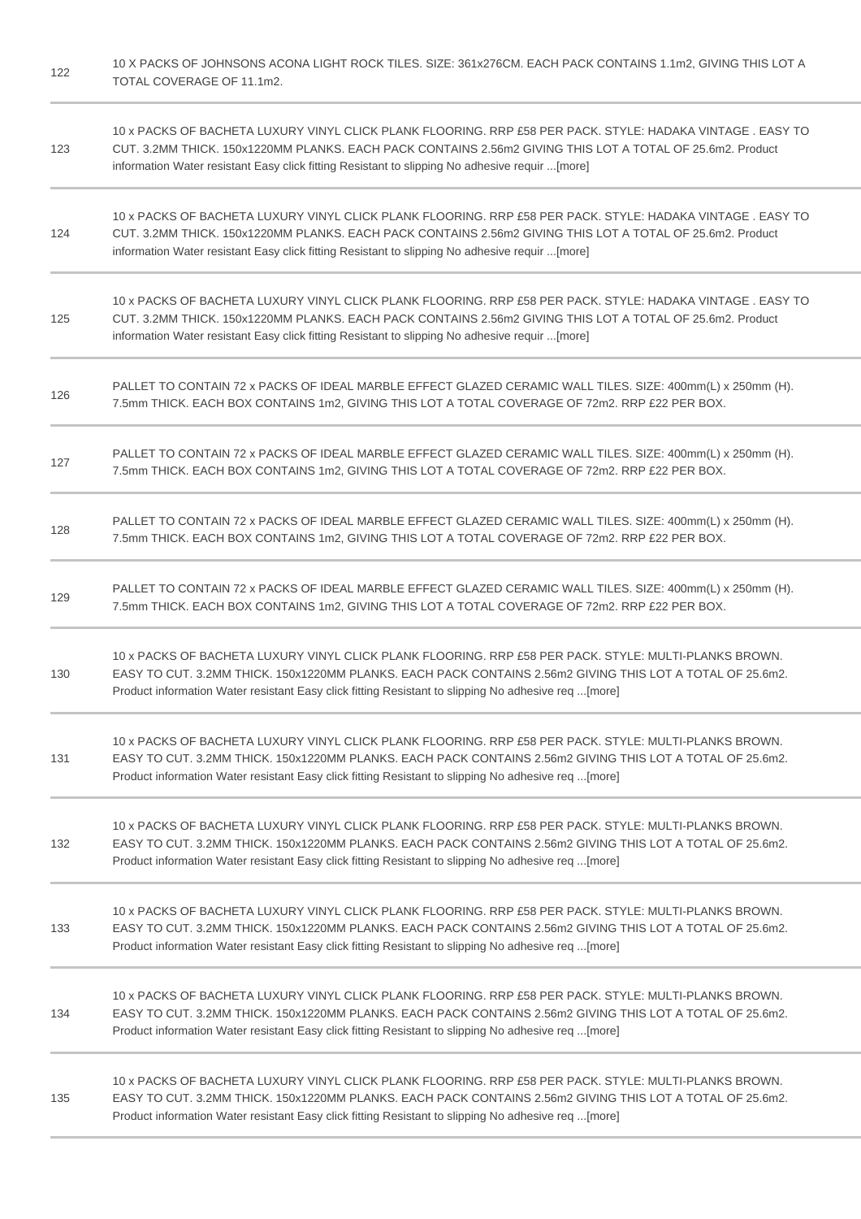| | |
|---|---|
| 122 | 10 X PACKS OF JOHNSONS ACONA LIGHT ROCK TILES. SIZE: 361x276CM. EACH PACK CONTAINS 1.1m2, GIVING THIS LOT A TOTAL COVERAGE OF 11.1m2. |
| 123 | 10 x PACKS OF BACHETA LUXURY VINYL CLICK PLANK FLOORING. RRP £58 PER PACK. STYLE: HADAKA VINTAGE . EASY TO CUT. 3.2MM THICK. 150x1220MM PLANKS. EACH PACK CONTAINS 2.56m2 GIVING THIS LOT A TOTAL OF 25.6m2. Product information Water resistant Easy click fitting Resistant to slipping No adhesive requir ...[more] |
| 124 | 10 x PACKS OF BACHETA LUXURY VINYL CLICK PLANK FLOORING. RRP £58 PER PACK. STYLE: HADAKA VINTAGE . EASY TO CUT. 3.2MM THICK. 150x1220MM PLANKS. EACH PACK CONTAINS 2.56m2 GIVING THIS LOT A TOTAL OF 25.6m2. Product information Water resistant Easy click fitting Resistant to slipping No adhesive requir ...[more] |
| 125 | 10 x PACKS OF BACHETA LUXURY VINYL CLICK PLANK FLOORING. RRP £58 PER PACK. STYLE: HADAKA VINTAGE . EASY TO CUT. 3.2MM THICK. 150x1220MM PLANKS. EACH PACK CONTAINS 2.56m2 GIVING THIS LOT A TOTAL OF 25.6m2. Product information Water resistant Easy click fitting Resistant to slipping No adhesive requir ...[more] |
| 126 | PALLET TO CONTAIN 72 x PACKS OF IDEAL MARBLE EFFECT GLAZED CERAMIC WALL TILES. SIZE: 400mm(L) x 250mm (H). 7.5mm THICK. EACH BOX CONTAINS 1m2, GIVING THIS LOT A TOTAL COVERAGE OF 72m2. RRP £22 PER BOX. |
| 127 | PALLET TO CONTAIN 72 x PACKS OF IDEAL MARBLE EFFECT GLAZED CERAMIC WALL TILES. SIZE: 400mm(L) x 250mm (H). 7.5mm THICK. EACH BOX CONTAINS 1m2, GIVING THIS LOT A TOTAL COVERAGE OF 72m2. RRP £22 PER BOX. |
| 128 | PALLET TO CONTAIN 72 x PACKS OF IDEAL MARBLE EFFECT GLAZED CERAMIC WALL TILES. SIZE: 400mm(L) x 250mm (H). 7.5mm THICK. EACH BOX CONTAINS 1m2, GIVING THIS LOT A TOTAL COVERAGE OF 72m2. RRP £22 PER BOX. |
| 129 | PALLET TO CONTAIN 72 x PACKS OF IDEAL MARBLE EFFECT GLAZED CERAMIC WALL TILES. SIZE: 400mm(L) x 250mm (H). 7.5mm THICK. EACH BOX CONTAINS 1m2, GIVING THIS LOT A TOTAL COVERAGE OF 72m2. RRP £22 PER BOX. |
| 130 | 10 x PACKS OF BACHETA LUXURY VINYL CLICK PLANK FLOORING. RRP £58 PER PACK. STYLE: MULTI-PLANKS BROWN. EASY TO CUT. 3.2MM THICK. 150x1220MM PLANKS. EACH PACK CONTAINS 2.56m2 GIVING THIS LOT A TOTAL OF 25.6m2. Product information Water resistant Easy click fitting Resistant to slipping No adhesive req ...[more] |
| 131 | 10 x PACKS OF BACHETA LUXURY VINYL CLICK PLANK FLOORING. RRP £58 PER PACK. STYLE: MULTI-PLANKS BROWN. EASY TO CUT. 3.2MM THICK. 150x1220MM PLANKS. EACH PACK CONTAINS 2.56m2 GIVING THIS LOT A TOTAL OF 25.6m2. Product information Water resistant Easy click fitting Resistant to slipping No adhesive req ...[more] |
| 132 | 10 x PACKS OF BACHETA LUXURY VINYL CLICK PLANK FLOORING. RRP £58 PER PACK. STYLE: MULTI-PLANKS BROWN. EASY TO CUT. 3.2MM THICK. 150x1220MM PLANKS. EACH PACK CONTAINS 2.56m2 GIVING THIS LOT A TOTAL OF 25.6m2. Product information Water resistant Easy click fitting Resistant to slipping No adhesive req ...[more] |
| 133 | 10 x PACKS OF BACHETA LUXURY VINYL CLICK PLANK FLOORING. RRP £58 PER PACK. STYLE: MULTI-PLANKS BROWN. EASY TO CUT. 3.2MM THICK. 150x1220MM PLANKS. EACH PACK CONTAINS 2.56m2 GIVING THIS LOT A TOTAL OF 25.6m2. Product information Water resistant Easy click fitting Resistant to slipping No adhesive req ...[more] |
| 134 | 10 x PACKS OF BACHETA LUXURY VINYL CLICK PLANK FLOORING. RRP £58 PER PACK. STYLE: MULTI-PLANKS BROWN. EASY TO CUT. 3.2MM THICK. 150x1220MM PLANKS. EACH PACK CONTAINS 2.56m2 GIVING THIS LOT A TOTAL OF 25.6m2. Product information Water resistant Easy click fitting Resistant to slipping No adhesive req ...[more] |
| 135 | 10 x PACKS OF BACHETA LUXURY VINYL CLICK PLANK FLOORING. RRP £58 PER PACK. STYLE: MULTI-PLANKS BROWN. EASY TO CUT. 3.2MM THICK. 150x1220MM PLANKS. EACH PACK CONTAINS 2.56m2 GIVING THIS LOT A TOTAL OF 25.6m2. Product information Water resistant Easy click fitting Resistant to slipping No adhesive req ...[more] |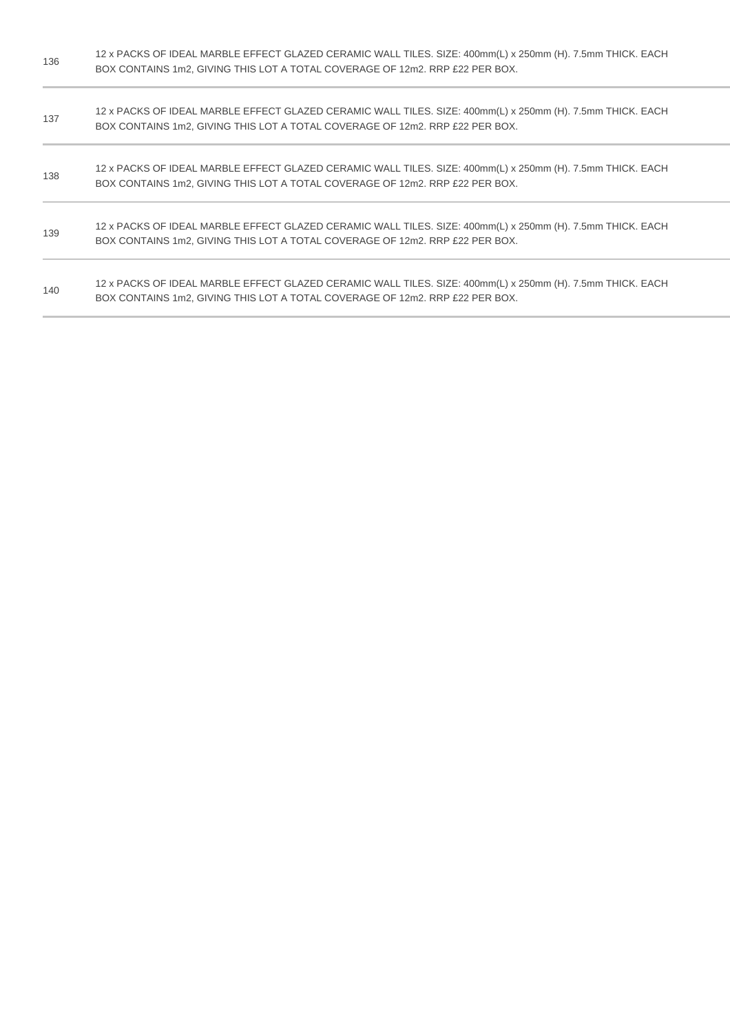| | |
|---|---|
| 136 | 12 x PACKS OF IDEAL MARBLE EFFECT GLAZED CERAMIC WALL TILES. SIZE: 400mm(L) x 250mm (H). 7.5mm THICK. EACH BOX CONTAINS 1m2, GIVING THIS LOT A TOTAL COVERAGE OF 12m2. RRP £22 PER BOX. |
| 137 | 12 x PACKS OF IDEAL MARBLE EFFECT GLAZED CERAMIC WALL TILES. SIZE: 400mm(L) x 250mm (H). 7.5mm THICK. EACH BOX CONTAINS 1m2, GIVING THIS LOT A TOTAL COVERAGE OF 12m2. RRP £22 PER BOX. |
| 138 | 12 x PACKS OF IDEAL MARBLE EFFECT GLAZED CERAMIC WALL TILES. SIZE: 400mm(L) x 250mm (H). 7.5mm THICK. EACH BOX CONTAINS 1m2, GIVING THIS LOT A TOTAL COVERAGE OF 12m2. RRP £22 PER BOX. |
| 139 | 12 x PACKS OF IDEAL MARBLE EFFECT GLAZED CERAMIC WALL TILES. SIZE: 400mm(L) x 250mm (H). 7.5mm THICK. EACH BOX CONTAINS 1m2, GIVING THIS LOT A TOTAL COVERAGE OF 12m2. RRP £22 PER BOX. |
| 140 | 12 x PACKS OF IDEAL MARBLE EFFECT GLAZED CERAMIC WALL TILES. SIZE: 400mm(L) x 250mm (H). 7.5mm THICK. EACH BOX CONTAINS 1m2, GIVING THIS LOT A TOTAL COVERAGE OF 12m2. RRP £22 PER BOX. |